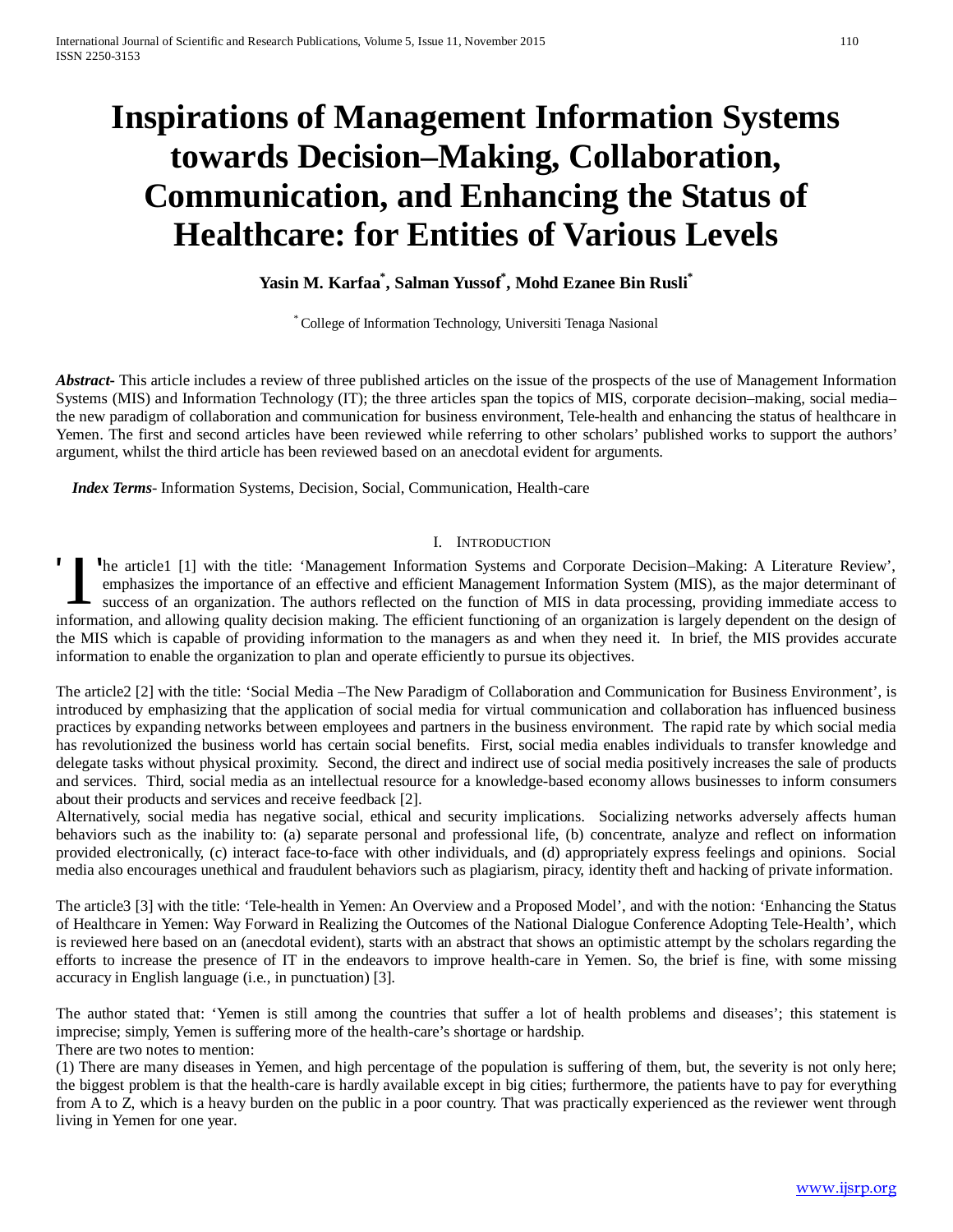# Inspirations of Management Information Systems towards Decision–Making, Collaboration, Communication, and Enhancing the Status of Healthcare: for Entities of Various Levels

**Yasin M. Karfaa[*], Salman Yussof[*], Mohd Ezanee Bin Rusli[*]**

[*] College of Information Technology, Universiti Tenaga Nasional

***Abstract***- This article includes a review of three published articles on the issue of the prospects of the use of Management Information Systems (MIS) and Information Technology (IT); the three articles span the topics of MIS, corporate decision–making, social media–the new paradigm of collaboration and communication for business environment, Tele-health and enhancing the status of healthcare in Yemen. The first and second articles have been reviewed while referring to other scholars' published works to support the authors' argument, whilst the third article has been reviewed based on an anecdotal evident for arguments.

***Index Terms***- Information Systems, Decision, Social, Communication, Health-care

## I. Introduction

The article1 [1] with the title: 'Management Information Systems and Corporate Decision–Making: A Literature Review', emphasizes the importance of an effective and efficient Management Information System (MIS), as the major determinant of success of an organization. The authors reflected on the function of MIS in data processing, providing immediate access to information, and allowing quality decision making. The efficient functioning of an organization is largely dependent on the design of the MIS which is capable of providing information to the managers as and when they need it. In brief, the MIS provides accurate information to enable the organization to plan and operate efficiently to pursue its objectives.

The article2 [2] with the title: 'Social Media –The New Paradigm of Collaboration and Communication for Business Environment', is introduced by emphasizing that the application of social media for virtual communication and collaboration has influenced business practices by expanding networks between employees and partners in the business environment. The rapid rate by which social media has revolutionized the business world has certain social benefits. First, social media enables individuals to transfer knowledge and delegate tasks without physical proximity. Second, the direct and indirect use of social media positively increases the sale of products and services. Third, social media as an intellectual resource for a knowledge-based economy allows businesses to inform consumers about their products and services and receive feedback [2].

Alternatively, social media has negative social, ethical and security implications. Socializing networks adversely affects human behaviors such as the inability to: (a) separate personal and professional life, (b) concentrate, analyze and reflect on information provided electronically, (c) interact face-to-face with other individuals, and (d) appropriately express feelings and opinions. Social media also encourages unethical and fraudulent behaviors such as plagiarism, piracy, identity theft and hacking of private information.

The article3 [3] with the title: 'Tele-health in Yemen: An Overview and a Proposed Model', and with the notion: 'Enhancing the Status of Healthcare in Yemen: Way Forward in Realizing the Outcomes of the National Dialogue Conference Adopting Tele-Health', which is reviewed here based on an (anecdotal evident), starts with an abstract that shows an optimistic attempt by the scholars regarding the efforts to increase the presence of IT in the endeavors to improve health-care in Yemen. So, the brief is fine, with some missing accuracy in English language (i.e., in punctuation) [3].

The author stated that: 'Yemen is still among the countries that suffer a lot of health problems and diseases'; this statement is imprecise; simply, Yemen is suffering more of the health-care's shortage or hardship.

There are two notes to mention:

(1) There are many diseases in Yemen, and high percentage of the population is suffering of them, but, the severity is not only here; the biggest problem is that the health-care is hardly available except in big cities; furthermore, the patients have to pay for everything from A to Z, which is a heavy burden on the public in a poor country. That was practically experienced as the reviewer went through living in Yemen for one year.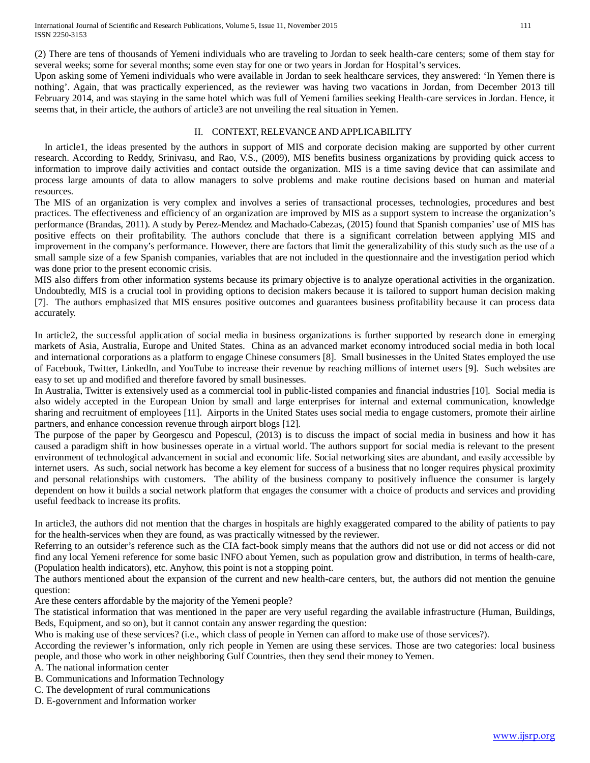(2) There are tens of thousands of Yemeni individuals who are traveling to Jordan to seek health-care centers; some of them stay for several weeks; some for several months; some even stay for one or two years in Jordan for Hospital's services.

Upon asking some of Yemeni individuals who were available in Jordan to seek healthcare services, they answered: 'In Yemen there is nothing'. Again, that was practically experienced, as the reviewer was having two vacations in Jordan, from December 2013 till February 2014, and was staying in the same hotel which was full of Yemeni families seeking Health-care services in Jordan. Hence, it seems that, in their article, the authors of article3 are not unveiling the real situation in Yemen.

## II. CONTEXT, RELEVANCE AND APPLICABILITY

In article1, the ideas presented by the authors in support of MIS and corporate decision making are supported by other current research. According to Reddy, Srinivasu, and Rao, V.S., (2009), MIS benefits business organizations by providing quick access to information to improve daily activities and contact outside the organization. MIS is a time saving device that can assimilate and process large amounts of data to allow managers to solve problems and make routine decisions based on human and material resources.

The MIS of an organization is very complex and involves a series of transactional processes, technologies, procedures and best practices. The effectiveness and efficiency of an organization are improved by MIS as a support system to increase the organization's performance (Brandas, 2011). A study by Perez-Mendez and Machado-Cabezas, (2015) found that Spanish companies' use of MIS has positive effects on their profitability. The authors conclude that there is a significant correlation between applying MIS and improvement in the company's performance. However, there are factors that limit the generalizability of this study such as the use of a small sample size of a few Spanish companies, variables that are not included in the questionnaire and the investigation period which was done prior to the present economic crisis.

MIS also differs from other information systems because its primary objective is to analyze operational activities in the organization. Undoubtedly, MIS is a crucial tool in providing options to decision makers because it is tailored to support human decision making [7]. The authors emphasized that MIS ensures positive outcomes and guarantees business profitability because it can process data accurately.

In article2, the successful application of social media in business organizations is further supported by research done in emerging markets of Asia, Australia, Europe and United States. China as an advanced market economy introduced social media in both local and international corporations as a platform to engage Chinese consumers [8]. Small businesses in the United States employed the use of Facebook, Twitter, LinkedIn, and YouTube to increase their revenue by reaching millions of internet users [9]. Such websites are easy to set up and modified and therefore favored by small businesses.

In Australia, Twitter is extensively used as a commercial tool in public-listed companies and financial industries [10]. Social media is also widely accepted in the European Union by small and large enterprises for internal and external communication, knowledge sharing and recruitment of employees [11]. Airports in the United States uses social media to engage customers, promote their airline partners, and enhance concession revenue through airport blogs [12].

The purpose of the paper by Georgescu and Popescul, (2013) is to discuss the impact of social media in business and how it has caused a paradigm shift in how businesses operate in a virtual world. The authors support for social media is relevant to the present environment of technological advancement in social and economic life. Social networking sites are abundant, and easily accessible by internet users. As such, social network has become a key element for success of a business that no longer requires physical proximity and personal relationships with customers. The ability of the business company to positively influence the consumer is largely dependent on how it builds a social network platform that engages the consumer with a choice of products and services and providing useful feedback to increase its profits.

In article3, the authors did not mention that the charges in hospitals are highly exaggerated compared to the ability of patients to pay for the health-services when they are found, as was practically witnessed by the reviewer.

Referring to an outsider's reference such as the CIA fact-book simply means that the authors did not use or did not access or did not find any local Yemeni reference for some basic INFO about Yemen, such as population grow and distribution, in terms of health-care, (Population health indicators), etc. Anyhow, this point is not a stopping point.

The authors mentioned about the expansion of the current and new health-care centers, but, the authors did not mention the genuine question:

Are these centers affordable by the majority of the Yemeni people?

The statistical information that was mentioned in the paper are very useful regarding the available infrastructure (Human, Buildings, Beds, Equipment, and so on), but it cannot contain any answer regarding the question:

Who is making use of these services? (i.e., which class of people in Yemen can afford to make use of those services?).

According to the reviewer's information, only rich people in Yemen are using these services. Those are two categories: local business people, and those who work in other neighboring Gulf Countries, then they send their money to Yemen.

A. The national information center

B. Communications and Information Technology

C. The development of rural communications

D. E-government and Information worker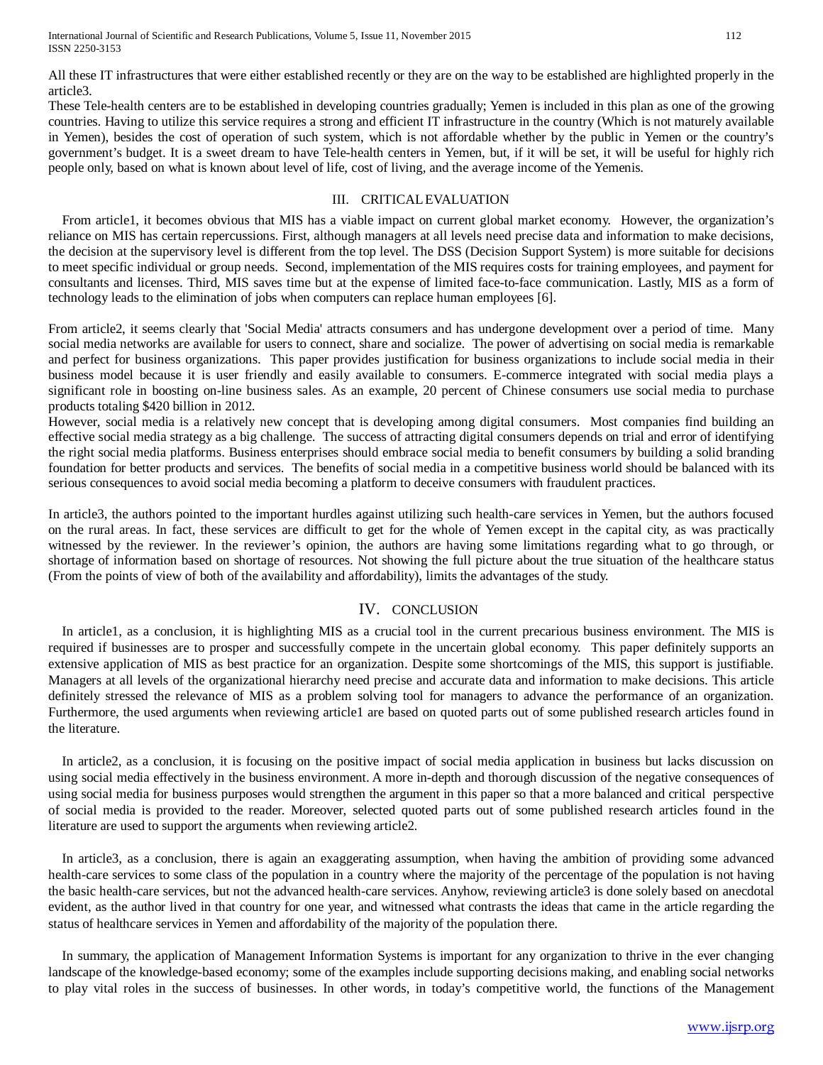All these IT infrastructures that were either established recently or they are on the way to be established are highlighted properly in the article3.

These Tele-health centers are to be established in developing countries gradually; Yemen is included in this plan as one of the growing countries. Having to utilize this service requires a strong and efficient IT infrastructure in the country (Which is not maturely available in Yemen), besides the cost of operation of such system, which is not affordable whether by the public in Yemen or the country's government's budget. It is a sweet dream to have Tele-health centers in Yemen, but, if it will be set, it will be useful for highly rich people only, based on what is known about level of life, cost of living, and the average income of the Yemenis.

## III. CRITICAL EVALUATION

From article1, it becomes obvious that MIS has a viable impact on current global market economy. However, the organization's reliance on MIS has certain repercussions. First, although managers at all levels need precise data and information to make decisions, the decision at the supervisory level is different from the top level. The DSS (Decision Support System) is more suitable for decisions to meet specific individual or group needs. Second, implementation of the MIS requires costs for training employees, and payment for consultants and licenses. Third, MIS saves time but at the expense of limited face-to-face communication. Lastly, MIS as a form of technology leads to the elimination of jobs when computers can replace human employees [6].

From article2, it seems clearly that 'Social Media' attracts consumers and has undergone development over a period of time. Many social media networks are available for users to connect, share and socialize. The power of advertising on social media is remarkable and perfect for business organizations. This paper provides justification for business organizations to include social media in their business model because it is user friendly and easily available to consumers. E-commerce integrated with social media plays a significant role in boosting on-line business sales. As an example, 20 percent of Chinese consumers use social media to purchase products totaling $420 billion in 2012.

However, social media is a relatively new concept that is developing among digital consumers. Most companies find building an effective social media strategy as a big challenge. The success of attracting digital consumers depends on trial and error of identifying the right social media platforms. Business enterprises should embrace social media to benefit consumers by building a solid branding foundation for better products and services. The benefits of social media in a competitive business world should be balanced with its serious consequences to avoid social media becoming a platform to deceive consumers with fraudulent practices.

In article3, the authors pointed to the important hurdles against utilizing such health-care services in Yemen, but the authors focused on the rural areas. In fact, these services are difficult to get for the whole of Yemen except in the capital city, as was practically witnessed by the reviewer. In the reviewer's opinion, the authors are having some limitations regarding what to go through, or shortage of information based on shortage of resources. Not showing the full picture about the true situation of the healthcare status (From the points of view of both of the availability and affordability), limits the advantages of the study.

## IV. CONCLUSION

In article1, as a conclusion, it is highlighting MIS as a crucial tool in the current precarious business environment. The MIS is required if businesses are to prosper and successfully compete in the uncertain global economy. This paper definitely supports an extensive application of MIS as best practice for an organization. Despite some shortcomings of the MIS, this support is justifiable. Managers at all levels of the organizational hierarchy need precise and accurate data and information to make decisions. This article definitely stressed the relevance of MIS as a problem solving tool for managers to advance the performance of an organization. Furthermore, the used arguments when reviewing article1 are based on quoted parts out of some published research articles found in the literature.

In article2, as a conclusion, it is focusing on the positive impact of social media application in business but lacks discussion on using social media effectively in the business environment. A more in-depth and thorough discussion of the negative consequences of using social media for business purposes would strengthen the argument in this paper so that a more balanced and critical perspective of social media is provided to the reader. Moreover, selected quoted parts out of some published research articles found in the literature are used to support the arguments when reviewing article2.

In article3, as a conclusion, there is again an exaggerating assumption, when having the ambition of providing some advanced health-care services to some class of the population in a country where the majority of the percentage of the population is not having the basic health-care services, but not the advanced health-care services. Anyhow, reviewing article3 is done solely based on anecdotal evident, as the author lived in that country for one year, and witnessed what contrasts the ideas that came in the article regarding the status of healthcare services in Yemen and affordability of the majority of the population there.

In summary, the application of Management Information Systems is important for any organization to thrive in the ever changing landscape of the knowledge-based economy; some of the examples include supporting decisions making, and enabling social networks to play vital roles in the success of businesses. In other words, in today's competitive world, the functions of the Management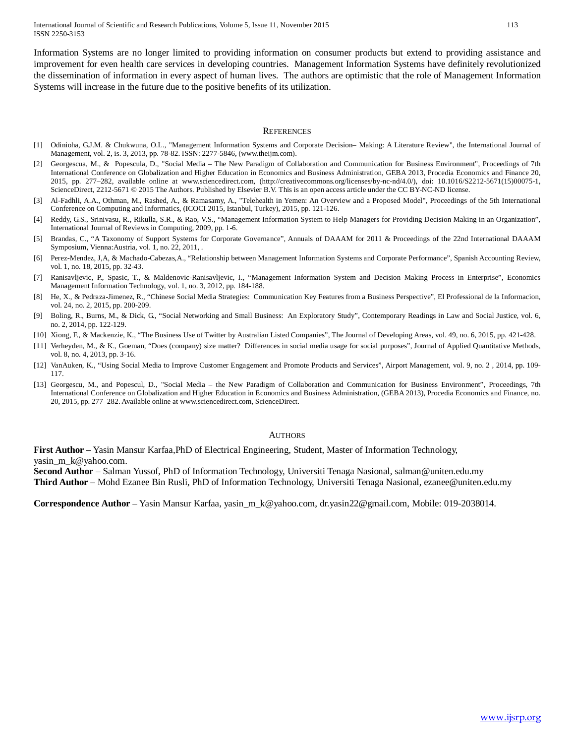Information Systems are no longer limited to providing information on consumer products but extend to providing assistance and improvement for even health care services in developing countries. Management Information Systems have definitely revolutionized the dissemination of information in every aspect of human lives. The authors are optimistic that the role of Management Information Systems will increase in the future due to the positive benefits of its utilization.

## References

[1] Odinioha, G.J.M. & Chukwuna, O.L., "Management Information Systems and Corporate Decision– Making: A Literature Review", the International Journal of Management, vol. 2, is. 3, 2013, pp. 78-82. ISSN: 2277-5846, (www.theijm.com).

[2] Georgescua, M., & Popescula, D., "Social Media – The New Paradigm of Collaboration and Communication for Business Environment", Proceedings of 7th International Conference on Globalization and Higher Education in Economics and Business Administration, GEBA 2013, Procedia Economics and Finance 20, 2015, pp. 277–282, available online at www.sciencedirect.com, (http://creativecommons.org/licenses/by-nc-nd/4.0/), doi: 10.1016/S2212-5671(15)00075-1, ScienceDirect, 2212-5671 © 2015 The Authors. Published by Elsevier B.V. This is an open access article under the CC BY-NC-ND license.

[3] Al-Fadhli, A.A., Othman, M., Rashed, A., & Ramasamy, A., "Telehealth in Yemen: An Overview and a Proposed Model", Proceedings of the 5th International Conference on Computing and Informatics, (ICOCI 2015, Istanbul, Turkey), 2015, pp. 121-126.

[4] Reddy, G.S., Srinivasu, R., Rikulla, S.R., & Rao, V.S., "Management Information System to Help Managers for Providing Decision Making in an Organization", International Journal of Reviews in Computing, 2009, pp. 1-6.

[5] Brandas, C., "A Taxonomy of Support Systems for Corporate Governance", Annuals of DAAAM for 2011 & Proceedings of the 22nd International DAAAM Symposium, Vienna:Austria, vol. 1, no. 22, 2011, .

[6] Perez-Mendez, J,A, & Machado-Cabezas,A., "Relationship between Management Information Systems and Corporate Performance", Spanish Accounting Review, vol. 1, no. 18, 2015, pp. 32-43.

[7] Ranisavljevic, P., Spasic, T., & Maldenovic-Ranisavljevic, I., "Management Information System and Decision Making Process in Enterprise", Economics Management Information Technology, vol. 1, no. 3, 2012, pp. 184-188.

[8] He, X., & Pedraza-Jimenez, R., "Chinese Social Media Strategies: Communication Key Features from a Business Perspective", El Professional de la Informacion, vol. 24, no. 2, 2015, pp. 200-209.

[9] Boling, R., Burns, M., & Dick, G., "Social Networking and Small Business: An Exploratory Study", Contemporary Readings in Law and Social Justice, vol. 6, no. 2, 2014, pp. 122-129.

[10] Xiong, F., & Mackenzie, K., "The Business Use of Twitter by Australian Listed Companies", The Journal of Developing Areas, vol. 49, no. 6, 2015, pp. 421-428.

[11] Verheyden, M., & K., Goeman, "Does (company) size matter? Differences in social media usage for social purposes", Journal of Applied Quantitative Methods, vol. 8, no. 4, 2013, pp. 3-16.

[12] VanAuken, K., "Using Social Media to Improve Customer Engagement and Promote Products and Services", Airport Management, vol. 9, no. 2 , 2014, pp. 109-117.

[13] Georgescu, M., and Popescul, D., "Social Media – the New Paradigm of Collaboration and Communication for Business Environment", Proceedings, 7th International Conference on Globalization and Higher Education in Economics and Business Administration, (GEBA 2013), Procedia Economics and Finance, no. 20, 2015, pp. 277–282. Available online at www.sciencedirect.com, ScienceDirect.

## Authors

**First Author** – Yasin Mansur Karfaa,PhD of Electrical Engineering, Student, Master of Information Technology, yasin_m_k@yahoo.com.
**Second Author** – Salman Yussof, PhD of Information Technology, Universiti Tenaga Nasional, salman@uniten.edu.my
**Third Author** – Mohd Ezanee Bin Rusli, PhD of Information Technology, Universiti Tenaga Nasional, ezanee@uniten.edu.my

**Correspondence Author** – Yasin Mansur Karfaa, yasin_m_k@yahoo.com, dr.yasin22@gmail.com, Mobile: 019-2038014.